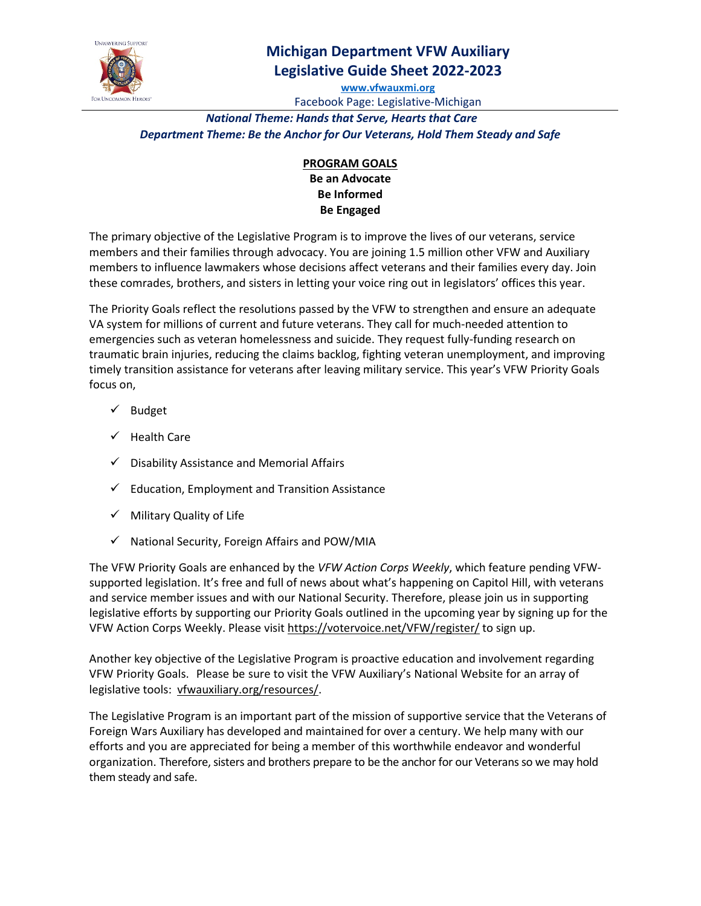# Michigan Department VFW Auxiliary
# Legislative Guide Sheet 2022-2023

**www.vfwauxmi.org**

Facebook Page: Legislative-Michigan

***National Theme: Hands that Serve, Hearts that Care***

***Department Theme: Be the Anchor for Our Veterans, Hold Them Steady and Safe***

## PROGRAM GOALS

**Be an Advocate**

**Be Informed**

**Be Engaged**

The primary objective of the Legislative Program is to improve the lives of our veterans, service members and their families through advocacy. You are joining 1.5 million other VFW and Auxiliary members to influence lawmakers whose decisions affect veterans and their families every day. Join these comrades, brothers, and sisters in letting your voice ring out in legislators' offices this year.

The Priority Goals reflect the resolutions passed by the VFW to strengthen and ensure an adequate VA system for millions of current and future veterans. They call for much-needed attention to emergencies such as veteran homelessness and suicide. They request fully-funding research on traumatic brain injuries, reducing the claims backlog, fighting veteran unemployment, and improving timely transition assistance for veterans after leaving military service. This year's VFW Priority Goals focus on,

- ✓ Budget
- ✓ Health Care
- ✓ Disability Assistance and Memorial Affairs
- ✓ Education, Employment and Transition Assistance
- ✓ Military Quality of Life
- ✓ National Security, Foreign Affairs and POW/MIA

The VFW Priority Goals are enhanced by the *VFW Action Corps Weekly*, which feature pending VFW-supported legislation. It's free and full of news about what's happening on Capitol Hill, with veterans and service member issues and with our National Security. Therefore, please join us in supporting legislative efforts by supporting our Priority Goals outlined in the upcoming year by signing up for the VFW Action Corps Weekly. Please visit https://votervoice.net/VFW/register/ to sign up.

Another key objective of the Legislative Program is proactive education and involvement regarding VFW Priority Goals. Please be sure to visit the VFW Auxiliary's National Website for an array of legislative tools: vfwauxiliary.org/resources/.

The Legislative Program is an important part of the mission of supportive service that the Veterans of Foreign Wars Auxiliary has developed and maintained for over a century. We help many with our efforts and you are appreciated for being a member of this worthwhile endeavor and wonderful organization. Therefore, sisters and brothers prepare to be the anchor for our Veterans so we may hold them steady and safe.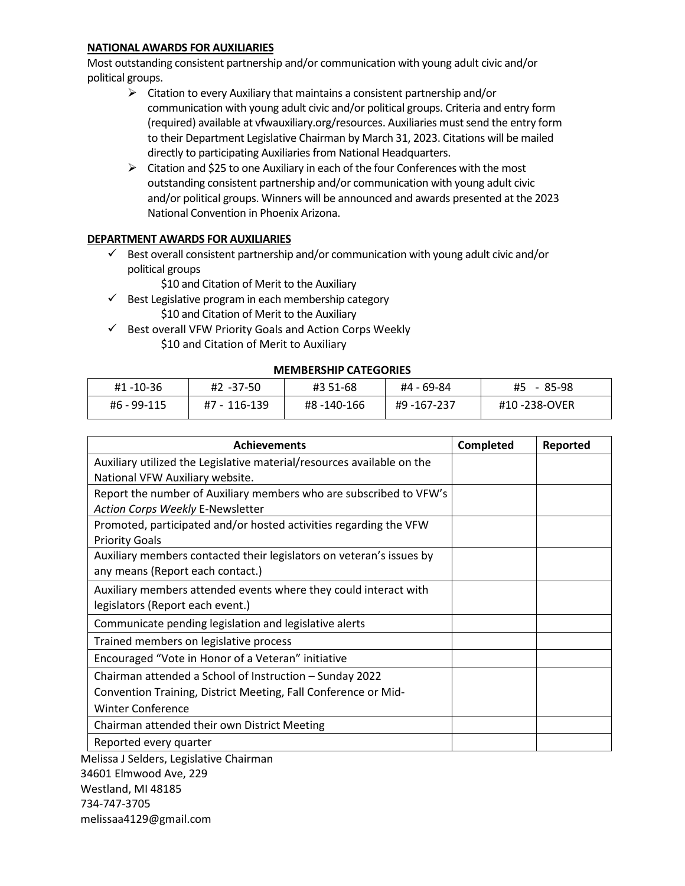**NATIONAL AWARDS FOR AUXILIARIES**

Most outstanding consistent partnership and/or communication with young adult civic and/or political groups.

- Citation to every Auxiliary that maintains a consistent partnership and/or communication with young adult civic and/or political groups. Criteria and entry form (required) available at vfwauxiliary.org/resources. Auxiliaries must send the entry form to their Department Legislative Chairman by March 31, 2023. Citations will be mailed directly to participating Auxiliaries from National Headquarters.
- Citation and $25 to one Auxiliary in each of the four Conferences with the most outstanding consistent partnership and/or communication with young adult civic and/or political groups. Winners will be announced and awards presented at the 2023 National Convention in Phoenix Arizona.

**DEPARTMENT AWARDS FOR AUXILIARIES**

- ✓ Best overall consistent partnership and/or communication with young adult civic and/or political groups
  $10 and Citation of Merit to the Auxiliary
- ✓ Best Legislative program in each membership category
  $10 and Citation of Merit to the Auxiliary
- ✓ Best overall VFW Priority Goals and Action Corps Weekly
  $10 and Citation of Merit to Auxiliary

**MEMBERSHIP CATEGORIES**

| | | | | |
|---|---|---|---|---|
| #1 -10-36 | #2 -37-50 | #3 51-68 | #4 - 69-84 | #5 - 85-98 |
| #6 - 99-115 | #7 - 116-139 | #8 -140-166 | #9 -167-237 | #10 -238-OVER |

| Achievements | Completed | Reported |
|---|---|---|
| Auxiliary utilized the Legislative material/resources available on the National VFW Auxiliary website. | | |
| Report the number of Auxiliary members who are subscribed to VFW's *Action Corps Weekly* E-Newsletter | | |
| Promoted, participated and/or hosted activities regarding the VFW Priority Goals | | |
| Auxiliary members contacted their legislators on veteran's issues by any means (Report each contact.) | | |
| Auxiliary members attended events where they could interact with legislators (Report each event.) | | |
| Communicate pending legislation and legislative alerts | | |
| Trained members on legislative process | | |
| Encouraged "Vote in Honor of a Veteran" initiative | | |
| Chairman attended a School of Instruction – Sunday 2022 Convention Training, District Meeting, Fall Conference or Mid-Winter Conference | | |
| Chairman attended their own District Meeting | | |
| Reported every quarter | | |

Melissa J Selders, Legislative Chairman
34601 Elmwood Ave, 229
Westland, MI 48185
734-747-3705
melissaa4129@gmail.com